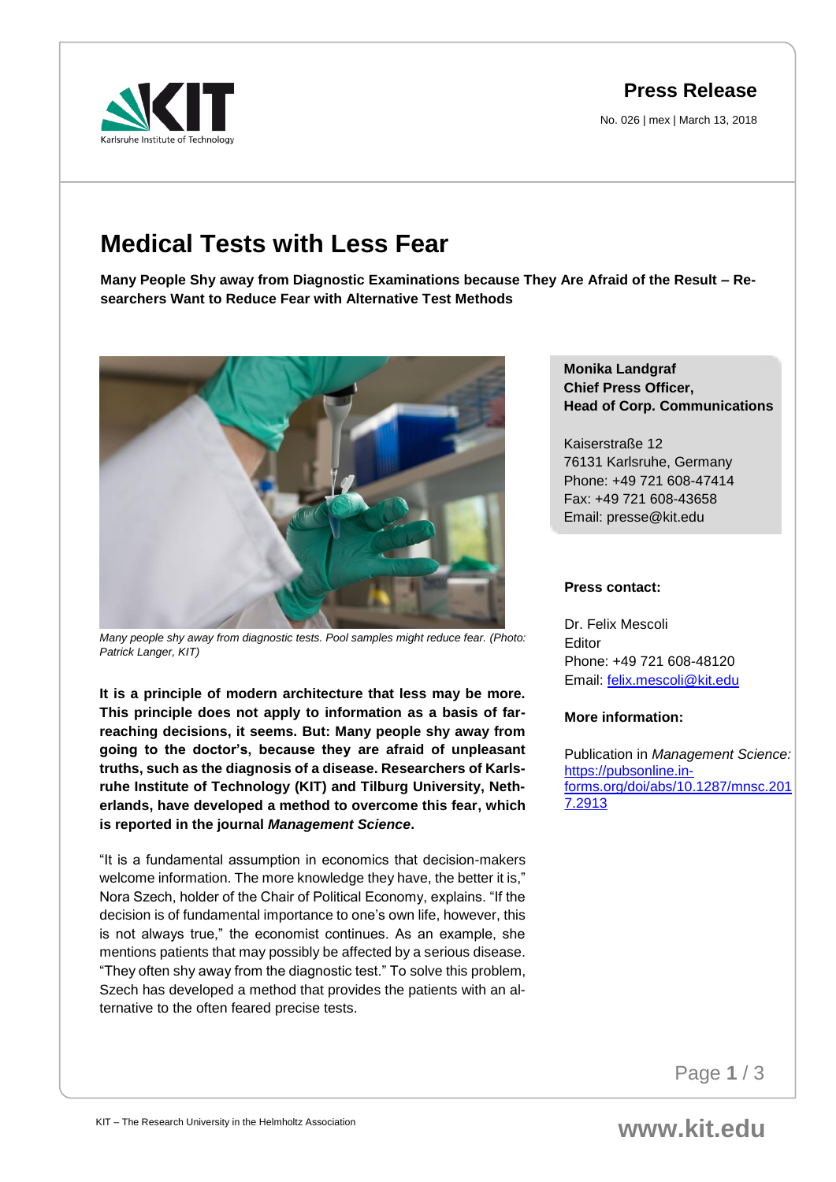**Press Release**

No. 026 | mex | March 13, 2018

# Medical Tests with Less Fear

**Many People Shy away from Diagnostic Examinations because They Are Afraid of the Result – Researchers Want to Reduce Fear with Alternative Test Methods**

*Many people shy away from diagnostic tests. Pool samples might reduce fear. (Photo: Patrick Langer, KIT)*

**It is a principle of modern architecture that less may be more. This principle does not apply to information as a basis of far-reaching decisions, it seems. But: Many people shy away from going to the doctor's, because they are afraid of unpleasant truths, such as the diagnosis of a disease. Researchers of Karlsruhe Institute of Technology (KIT) and Tilburg University, Netherlands, have developed a method to overcome this fear, which is reported in the journal *Management Science*.**

"It is a fundamental assumption in economics that decision-makers welcome information. The more knowledge they have, the better it is," Nora Szech, holder of the Chair of Political Economy, explains. "If the decision is of fundamental importance to one's own life, however, this is not always true," the economist continues. As an example, she mentions patients that may possibly be affected by a serious disease. "They often shy away from the diagnostic test." To solve this problem, Szech has developed a method that provides the patients with an alternative to the often feared precise tests.

**Monika Landgraf**
**Chief Press Officer,**
**Head of Corp. Communications**

Kaiserstraße 12
76131 Karlsruhe, Germany
Phone: +49 721 608-47414
Fax: +49 721 608-43658
Email: presse@kit.edu

**Press contact:**

Dr. Felix Mescoli
Editor
Phone: +49 721 608-48120
Email: felix.mescoli@kit.edu

**More information:**

Publication in *Management Science:*
https://pubsonline.informs.org/doi/abs/10.1287/mnsc.2017.2913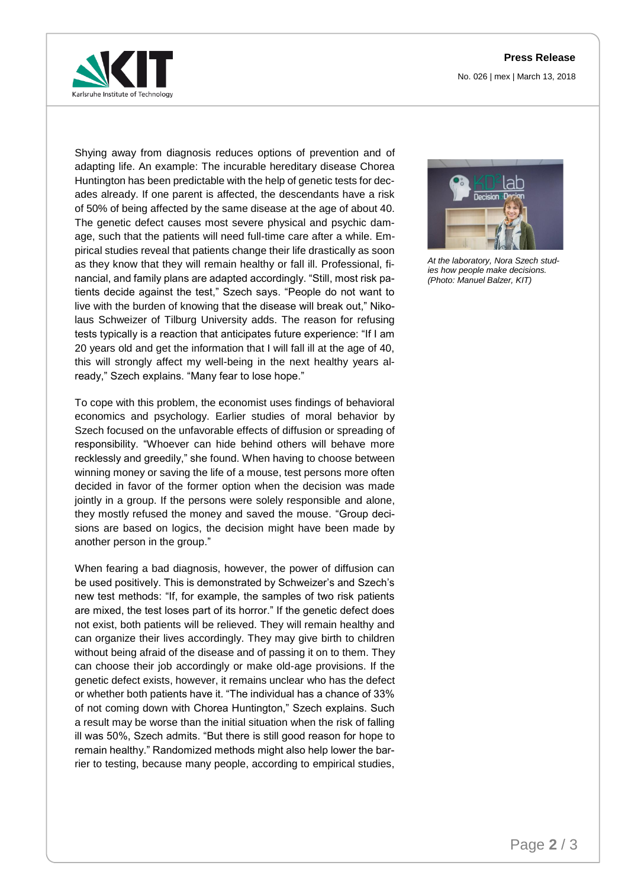Shying away from diagnosis reduces options of prevention and of adapting life. An example: The incurable hereditary disease Chorea Huntington has been predictable with the help of genetic tests for decades already. If one parent is affected, the descendants have a risk of 50% of being affected by the same disease at the age of about 40. The genetic defect causes most severe physical and psychic damage, such that the patients will need full-time care after a while. Empirical studies reveal that patients change their life drastically as soon as they know that they will remain healthy or fall ill. Professional, financial, and family plans are adapted accordingly. "Still, most risk patients decide against the test," Szech says. "People do not want to live with the burden of knowing that the disease will break out," Nikolaus Schweizer of Tilburg University adds. The reason for refusing tests typically is a reaction that anticipates future experience: "If I am 20 years old and get the information that I will fall ill at the age of 40, this will strongly affect my well-being in the next healthy years already," Szech explains. "Many fear to lose hope."

*At the laboratory, Nora Szech studies how people make decisions. (Photo: Manuel Balzer, KIT)*

To cope with this problem, the economist uses findings of behavioral economics and psychology. Earlier studies of moral behavior by Szech focused on the unfavorable effects of diffusion or spreading of responsibility. "Whoever can hide behind others will behave more recklessly and greedily," she found. When having to choose between winning money or saving the life of a mouse, test persons more often decided in favor of the former option when the decision was made jointly in a group. If the persons were solely responsible and alone, they mostly refused the money and saved the mouse. "Group decisions are based on logics, the decision might have been made by another person in the group."

When fearing a bad diagnosis, however, the power of diffusion can be used positively. This is demonstrated by Schweizer's and Szech's new test methods: "If, for example, the samples of two risk patients are mixed, the test loses part of its horror." If the genetic defect does not exist, both patients will be relieved. They will remain healthy and can organize their lives accordingly. They may give birth to children without being afraid of the disease and of passing it on to them. They can choose their job accordingly or make old-age provisions. If the genetic defect exists, however, it remains unclear who has the defect or whether both patients have it. "The individual has a chance of 33% of not coming down with Chorea Huntington," Szech explains. Such a result may be worse than the initial situation when the risk of falling ill was 50%, Szech admits. "But there is still good reason for hope to remain healthy." Randomized methods might also help lower the barrier to testing, because many people, according to empirical studies,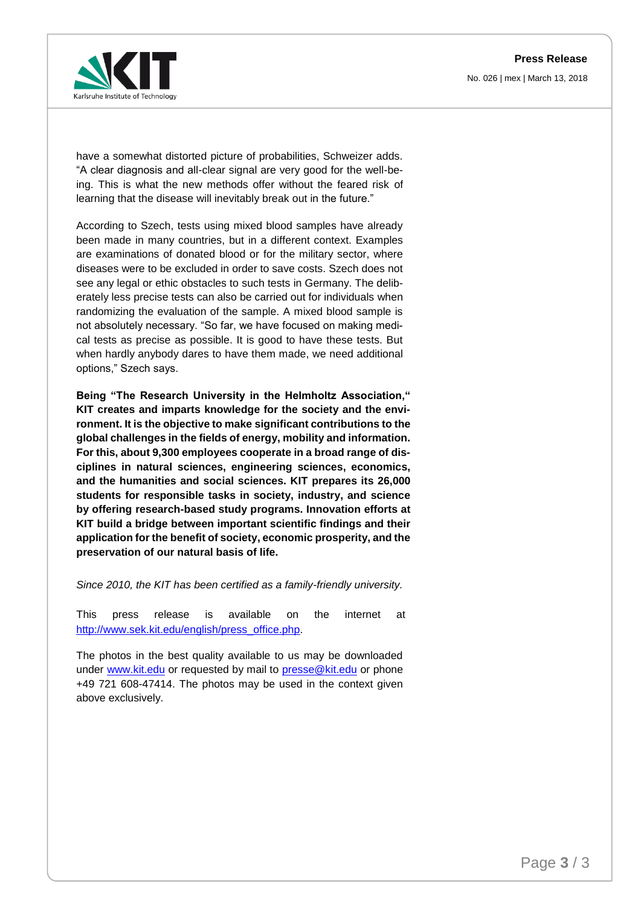have a somewhat distorted picture of probabilities, Schweizer adds. "A clear diagnosis and all-clear signal are very good for the well-being. This is what the new methods offer without the feared risk of learning that the disease will inevitably break out in the future."

According to Szech, tests using mixed blood samples have already been made in many countries, but in a different context. Examples are examinations of donated blood or for the military sector, where diseases were to be excluded in order to save costs. Szech does not see any legal or ethic obstacles to such tests in Germany. The deliberately less precise tests can also be carried out for individuals when randomizing the evaluation of the sample. A mixed blood sample is not absolutely necessary. "So far, we have focused on making medical tests as precise as possible. It is good to have these tests. But when hardly anybody dares to have them made, we need additional options," Szech says.

**Being "The Research University in the Helmholtz Association," KIT creates and imparts knowledge for the society and the environment. It is the objective to make significant contributions to the global challenges in the fields of energy, mobility and information. For this, about 9,300 employees cooperate in a broad range of disciplines in natural sciences, engineering sciences, economics, and the humanities and social sciences. KIT prepares its 26,000 students for responsible tasks in society, industry, and science by offering research-based study programs. Innovation efforts at KIT build a bridge between important scientific findings and their application for the benefit of society, economic prosperity, and the preservation of our natural basis of life.**

*Since 2010, the KIT has been certified as a family-friendly university.*

This press release is available on the internet at http://www.sek.kit.edu/english/press_office.php.

The photos in the best quality available to us may be downloaded under www.kit.edu or requested by mail to presse@kit.edu or phone +49 721 608-47414. The photos may be used in the context given above exclusively.